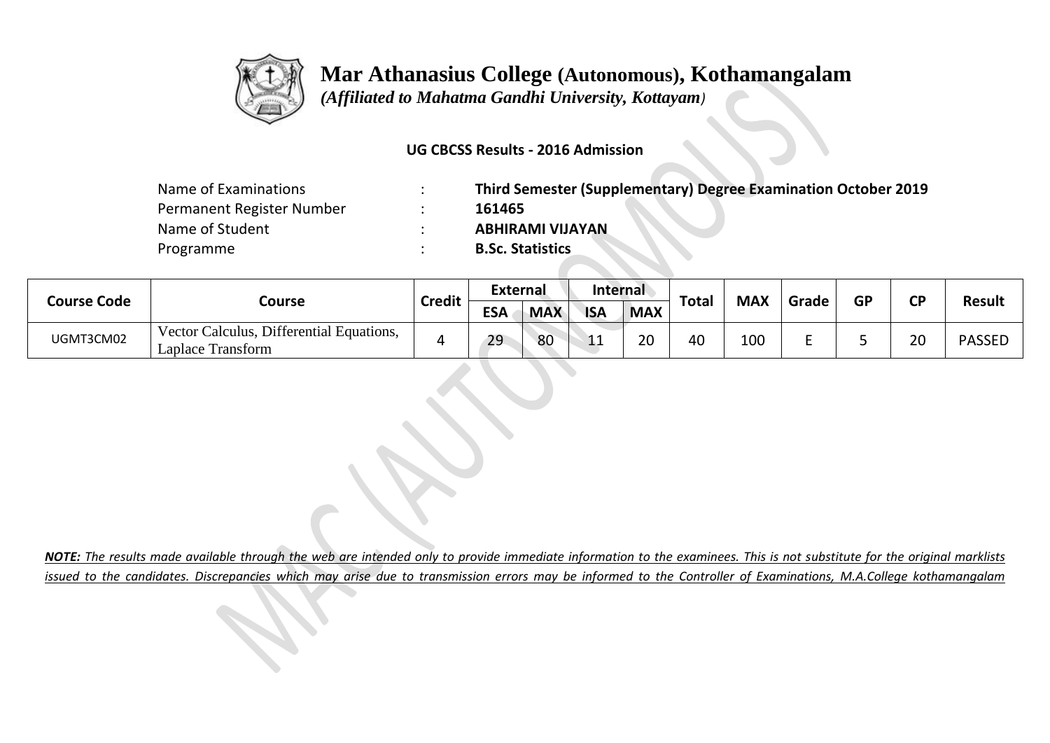# Mar Athanasius College (Autonomous), Kothamangalam

*(Affiliated to Mahatma Gandhi University, Kottayam)*

**UG CBCSS Results - 2016 Admission**

| | | |
|---|---|---|
| Name of Examinations | : | **Third Semester (Supplementary) Degree Examination October 2019** |
| Permanent Register Number | : | **161465** |
| Name of Student | : | **ABHIRAMI VIJAYAN** |
| Programme | : | **B.Sc. Statistics** |

| Course Code | Course | Credit | External | | Internal | | Total | MAX | Grade | GP | CP | Result |
|---|---|---|---|---|---|---|---|---|---|---|---|---|
| | | | ESA | MAX | ISA | MAX | | | | | | |
| UGMT3CM02 | Vector Calculus, Differential Equations, Laplace Transform | 4 | 29 | 80 | 11 | 20 | 40 | 100 | E | 5 | 20 | PASSED |

***NOTE:*** *The results made available through the web are intended only to provide immediate information to the examinees. This is not substitute for the original marklists issued to the candidates. Discrepancies which may arise due to transmission errors may be informed to the Controller of Examinations, M.A.College kothamangalam*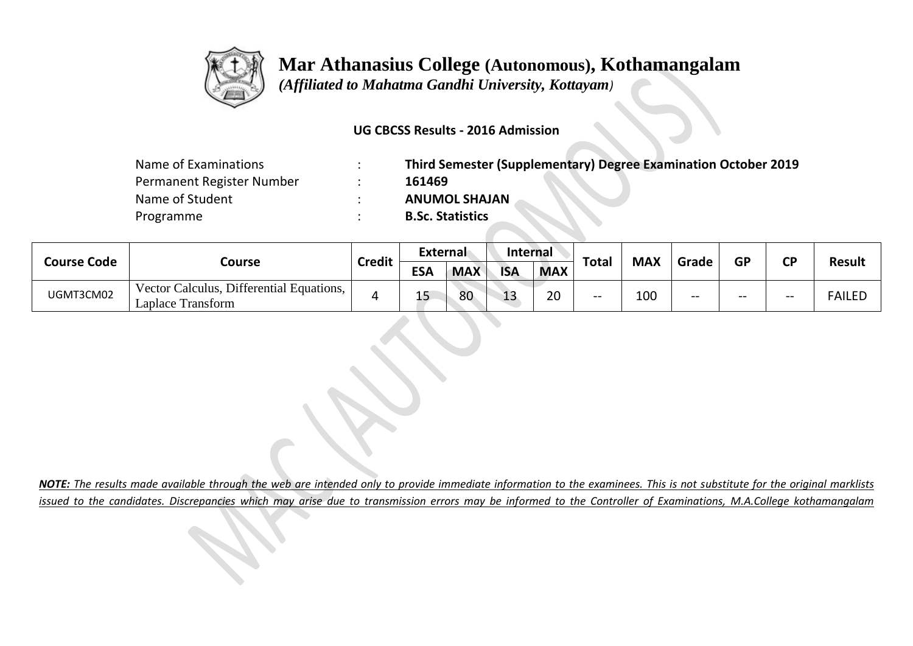# Mar Athanasius College (Autonomous), Kothamangalam

*(Affiliated to Mahatma Gandhi University, Kottayam)*

**UG CBCSS Results - 2016 Admission**

| | | |
|---|---|---|
| Name of Examinations | : | **Third Semester (Supplementary) Degree Examination October 2019** |
| Permanent Register Number | : | **161469** |
| Name of Student | : | **ANUMOL SHAJAN** |
| Programme | : | **B.Sc. Statistics** |

| Course Code | Course | Credit | External | | Internal | | Total | MAX | Grade | GP | CP | Result |
|---|---|---|---|---|---|---|---|---|---|---|---|---|
| | | | ESA | MAX | ISA | MAX | | | | | | |
| UGMT3CM02 | Vector Calculus, Differential Equations, Laplace Transform | 4 | 15 | 80 | 13 | 20 | -- | 100 | -- | -- | -- | FAILED |

***NOTE:*** *The results made available through the web are intended only to provide immediate information to the examinees. This is not substitute for the original marklists issued to the candidates. Discrepancies which may arise due to transmission errors may be informed to the Controller of Examinations, M.A.College kothamangalam*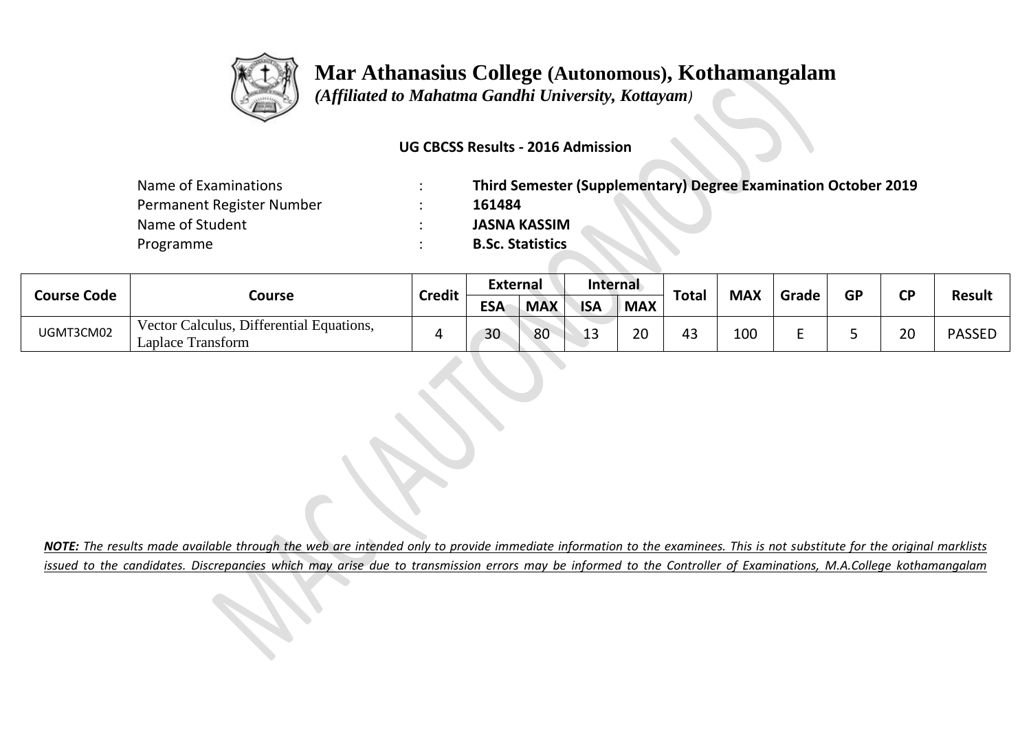# Mar Athanasius College (Autonomous), Kothamangalam

*(Affiliated to Mahatma Gandhi University, Kottayam)*

**UG CBCSS Results - 2016 Admission**

| | | |
|---|---|---|
| Name of Examinations | : | **Third Semester (Supplementary) Degree Examination October 2019** |
| Permanent Register Number | : | **161484** |
| Name of Student | : | **JASNA KASSIM** |
| Programme | : | **B.Sc. Statistics** |

| Course Code | Course | Credit | External | | Internal | | Total | MAX | Grade | GP | CP | Result |
|---|---|---|---|---|---|---|---|---|---|---|---|---|
| | | | ESA | MAX | ISA | MAX | | | | | | |
| UGMT3CM02 | Vector Calculus, Differential Equations, Laplace Transform | 4 | 30 | 80 | 13 | 20 | 43 | 100 | E | 5 | 20 | PASSED |

***NOTE:*** *The results made available through the web are intended only to provide immediate information to the examinees. This is not substitute for the original marklists issued to the candidates. Discrepancies which may arise due to transmission errors may be informed to the Controller of Examinations, M.A.College kothamangalam*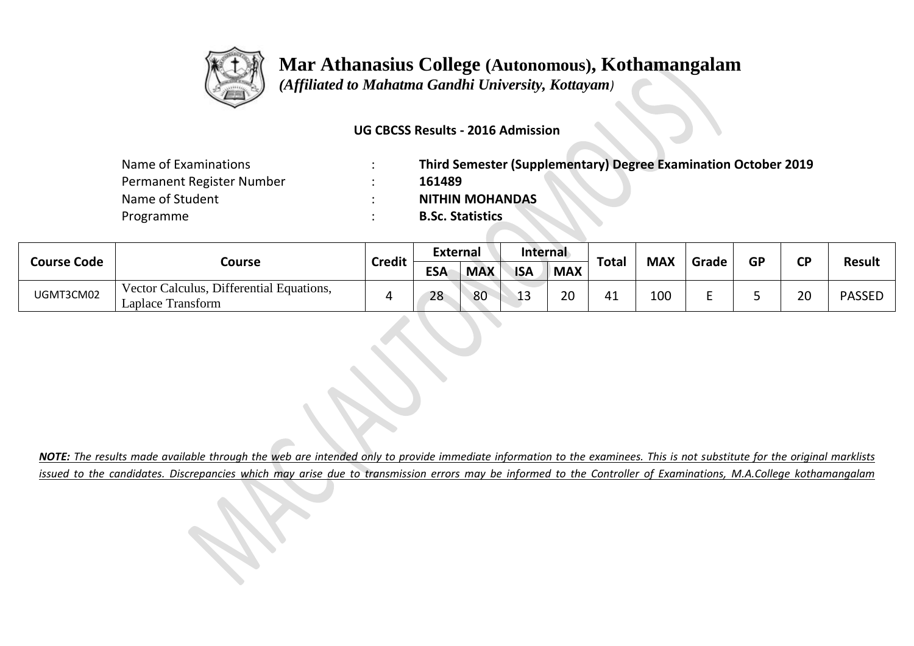# Mar Athanasius College (Autonomous), Kothamangalam

*(Affiliated to Mahatma Gandhi University, Kottayam)*

**UG CBCSS Results - 2016 Admission**

| | | |
|---|---|---|
| Name of Examinations | : | **Third Semester (Supplementary) Degree Examination October 2019** |
| Permanent Register Number | : | **161489** |
| Name of Student | : | **NITHIN MOHANDAS** |
| Programme | : | **B.Sc. Statistics** |

| Course Code | Course | Credit | External | | Internal | | Total | MAX | Grade | GP | CP | Result |
|---|---|---|---|---|---|---|---|---|---|---|---|---|
| | | | ESA | MAX | ISA | MAX | | | | | | |
| UGMT3CM02 | Vector Calculus, Differential Equations, Laplace Transform | 4 | 28 | 80 | 13 | 20 | 41 | 100 | E | 5 | 20 | PASSED |

***NOTE:** The results made available through the web are intended only to provide immediate information to the examinees. This is not substitute for the original marklists issued to the candidates. Discrepancies which may arise due to transmission errors may be informed to the Controller of Examinations, M.A.College kothamangalam*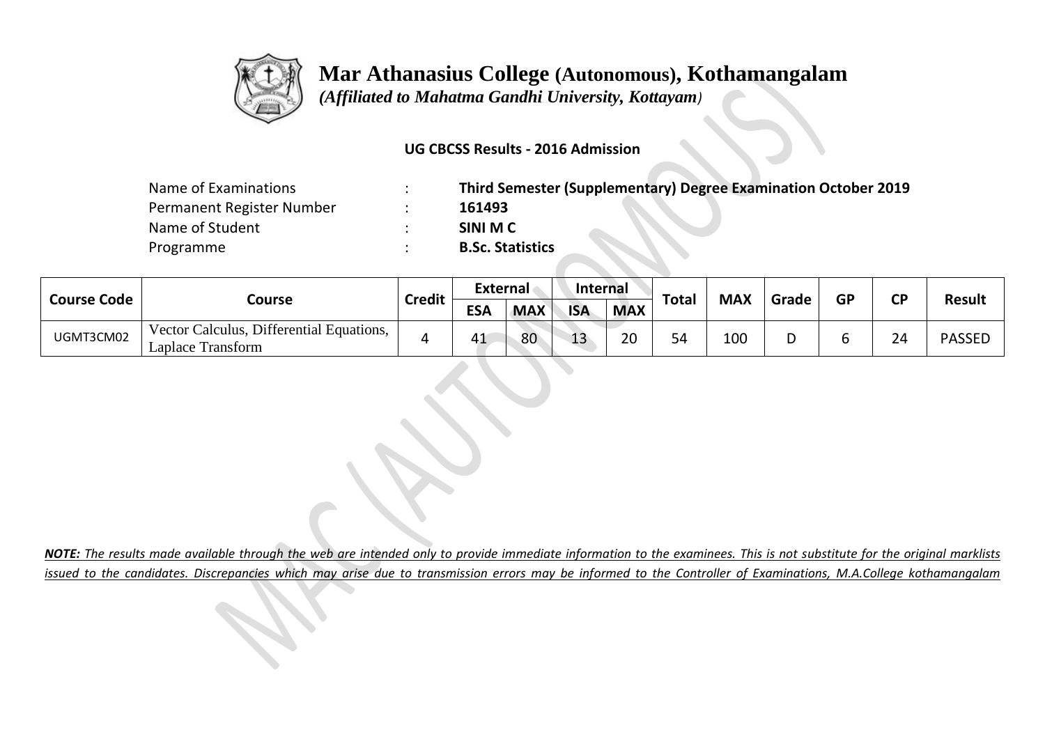# Mar Athanasius College (Autonomous), Kothamangalam

*(Affiliated to Mahatma Gandhi University, Kottayam)*

**UG CBCSS Results - 2016 Admission**

| | | |
|---|---|---|
| Name of Examinations | : | **Third Semester (Supplementary) Degree Examination October 2019** |
| Permanent Register Number | : | **161493** |
| Name of Student | : | **SINI M C** |
| Programme | : | **B.Sc. Statistics** |

| Course Code | Course | Credit | External | | Internal | | Total | MAX | Grade | GP | CP | Result |
|---|---|---|---|---|---|---|---|---|---|---|---|---|
| | | | ESA | MAX | ISA | MAX | | | | | | |
| UGMT3CM02 | Vector Calculus, Differential Equations, Laplace Transform | 4 | 41 | 80 | 13 | 20 | 54 | 100 | D | 6 | 24 | PASSED |

***NOTE:** The results made available through the web are intended only to provide immediate information to the examinees. This is not substitute for the original marklists issued to the candidates. Discrepancies which may arise due to transmission errors may be informed to the Controller of Examinations, M.A.College kothamangalam*